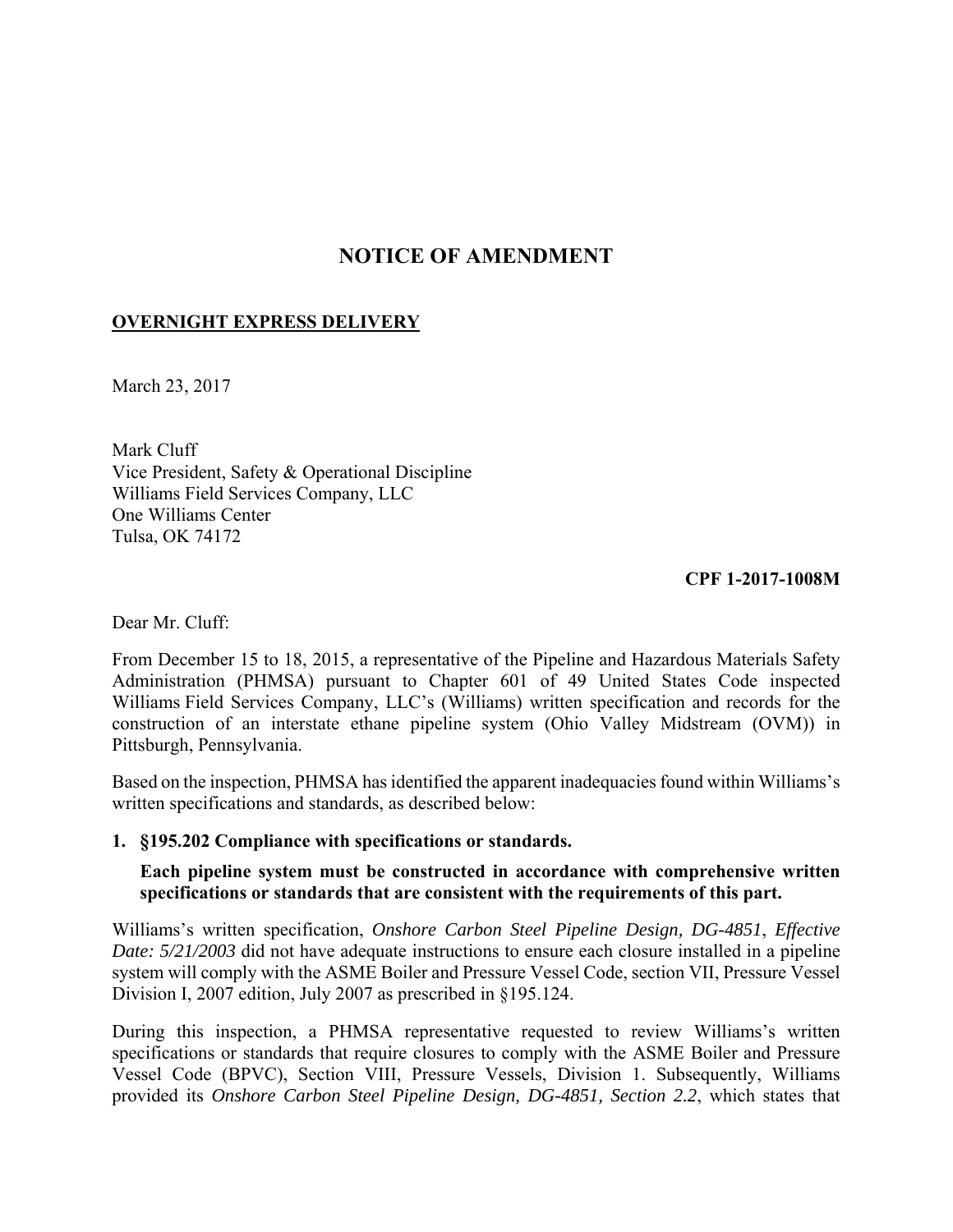# NOTICE OF AMENDMENT

**OVERNIGHT EXPRESS DELIVERY**

March 23, 2017

Mark Cluff
Vice President, Safety & Operational Discipline
Williams Field Services Company, LLC
One Williams Center
Tulsa, OK 74172

**CPF 1-2017-1008M**

Dear Mr. Cluff:

From December 15 to 18, 2015, a representative of the Pipeline and Hazardous Materials Safety Administration (PHMSA) pursuant to Chapter 601 of 49 United States Code inspected Williams Field Services Company, LLC's (Williams) written specification and records for the construction of an interstate ethane pipeline system (Ohio Valley Midstream (OVM)) in Pittsburgh, Pennsylvania.

Based on the inspection, PHMSA has identified the apparent inadequacies found within Williams's written specifications and standards, as described below:

**1. §195.202 Compliance with specifications or standards.**

**Each pipeline system must be constructed in accordance with comprehensive written specifications or standards that are consistent with the requirements of this part.**

Williams's written specification, *Onshore Carbon Steel Pipeline Design, DG-4851*, *Effective Date: 5/21/2003* did not have adequate instructions to ensure each closure installed in a pipeline system will comply with the ASME Boiler and Pressure Vessel Code, section VII, Pressure Vessel Division I, 2007 edition, July 2007 as prescribed in §195.124.

During this inspection, a PHMSA representative requested to review Williams's written specifications or standards that require closures to comply with the ASME Boiler and Pressure Vessel Code (BPVC), Section VIII, Pressure Vessels, Division 1. Subsequently, Williams provided its *Onshore Carbon Steel Pipeline Design, DG-4851, Section 2.2*, which states that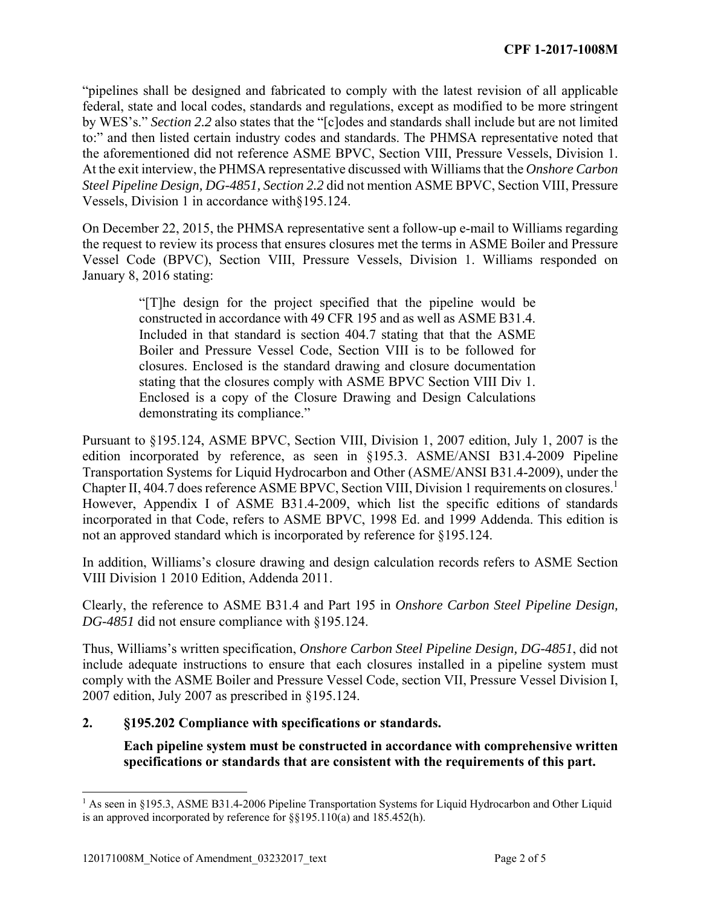"pipelines shall be designed and fabricated to comply with the latest revision of all applicable federal, state and local codes, standards and regulations, except as modified to be more stringent by WES's." *Section 2.2* also states that the "[c]odes and standards shall include but are not limited to:" and then listed certain industry codes and standards. The PHMSA representative noted that the aforementioned did not reference ASME BPVC, Section VIII, Pressure Vessels, Division 1. At the exit interview, the PHMSA representative discussed with Williams that the *Onshore Carbon Steel Pipeline Design, DG-4851, Section 2.2* did not mention ASME BPVC, Section VIII, Pressure Vessels, Division 1 in accordance with§195.124.

On December 22, 2015, the PHMSA representative sent a follow-up e-mail to Williams regarding the request to review its process that ensures closures met the terms in ASME Boiler and Pressure Vessel Code (BPVC), Section VIII, Pressure Vessels, Division 1. Williams responded on January 8, 2016 stating:

> "[T]he design for the project specified that the pipeline would be constructed in accordance with 49 CFR 195 and as well as ASME B31.4. Included in that standard is section 404.7 stating that that the ASME Boiler and Pressure Vessel Code, Section VIII is to be followed for closures. Enclosed is the standard drawing and closure documentation stating that the closures comply with ASME BPVC Section VIII Div 1. Enclosed is a copy of the Closure Drawing and Design Calculations demonstrating its compliance."

Pursuant to §195.124, ASME BPVC, Section VIII, Division 1, 2007 edition, July 1, 2007 is the edition incorporated by reference, as seen in §195.3. ASME/ANSI B31.4-2009 Pipeline Transportation Systems for Liquid Hydrocarbon and Other (ASME/ANSI B31.4-2009), under the Chapter II, 404.7 does reference ASME BPVC, Section VIII, Division 1 requirements on closures.[1] However, Appendix I of ASME B31.4-2009, which list the specific editions of standards incorporated in that Code, refers to ASME BPVC, 1998 Ed. and 1999 Addenda. This edition is not an approved standard which is incorporated by reference for §195.124.

In addition, Williams's closure drawing and design calculation records refers to ASME Section VIII Division 1 2010 Edition, Addenda 2011.

Clearly, the reference to ASME B31.4 and Part 195 in *Onshore Carbon Steel Pipeline Design, DG-4851* did not ensure compliance with §195.124.

Thus, Williams's written specification, *Onshore Carbon Steel Pipeline Design, DG-4851*, did not include adequate instructions to ensure that each closures installed in a pipeline system must comply with the ASME Boiler and Pressure Vessel Code, section VII, Pressure Vessel Division I, 2007 edition, July 2007 as prescribed in §195.124.

**2. §195.202 Compliance with specifications or standards.**

**Each pipeline system must be constructed in accordance with comprehensive written specifications or standards that are consistent with the requirements of this part.**

---

[1] As seen in §195.3, ASME B31.4-2006 Pipeline Transportation Systems for Liquid Hydrocarbon and Other Liquid is an approved incorporated by reference for §§195.110(a) and 185.452(h).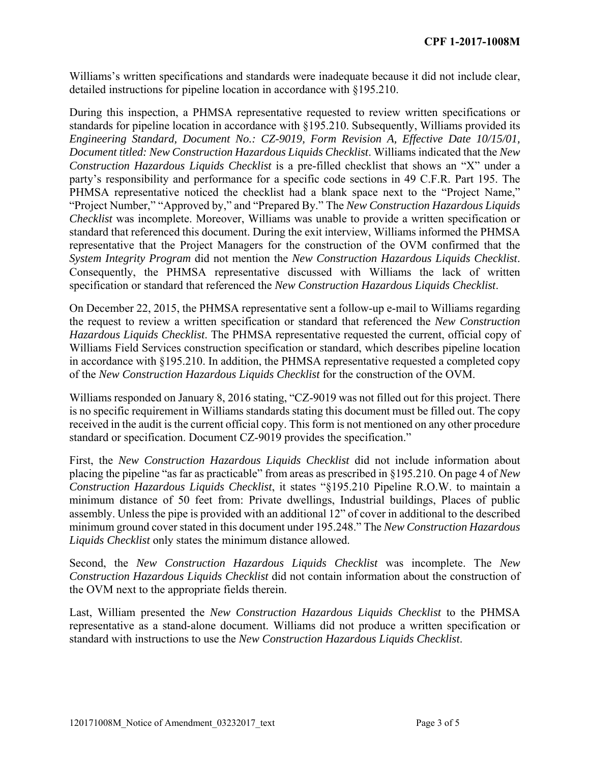Williams's written specifications and standards were inadequate because it did not include clear, detailed instructions for pipeline location in accordance with §195.210.

During this inspection, a PHMSA representative requested to review written specifications or standards for pipeline location in accordance with §195.210. Subsequently, Williams provided its *Engineering Standard, Document No.: CZ-9019, Form Revision A, Effective Date 10/15/01, Document titled: New Construction Hazardous Liquids Checklist*. Williams indicated that the *New Construction Hazardous Liquids Checklist* is a pre-filled checklist that shows an "X" under a party's responsibility and performance for a specific code sections in 49 C.F.R. Part 195. The PHMSA representative noticed the checklist had a blank space next to the "Project Name," "Project Number," "Approved by," and "Prepared By." The *New Construction Hazardous Liquids Checklist* was incomplete. Moreover, Williams was unable to provide a written specification or standard that referenced this document. During the exit interview, Williams informed the PHMSA representative that the Project Managers for the construction of the OVM confirmed that the *System Integrity Program* did not mention the *New Construction Hazardous Liquids Checklist*. Consequently, the PHMSA representative discussed with Williams the lack of written specification or standard that referenced the *New Construction Hazardous Liquids Checklist*.

On December 22, 2015, the PHMSA representative sent a follow-up e-mail to Williams regarding the request to review a written specification or standard that referenced the *New Construction Hazardous Liquids Checklist.* The PHMSA representative requested the current, official copy of Williams Field Services construction specification or standard, which describes pipeline location in accordance with §195.210. In addition, the PHMSA representative requested a completed copy of the *New Construction Hazardous Liquids Checklist* for the construction of the OVM.

Williams responded on January 8, 2016 stating, "CZ-9019 was not filled out for this project. There is no specific requirement in Williams standards stating this document must be filled out. The copy received in the audit is the current official copy. This form is not mentioned on any other procedure standard or specification. Document CZ-9019 provides the specification."

First, the *New Construction Hazardous Liquids Checklist* did not include information about placing the pipeline "as far as practicable" from areas as prescribed in §195.210. On page 4 of *New Construction Hazardous Liquids Checklist*, it states "§195.210 Pipeline R.O.W. to maintain a minimum distance of 50 feet from: Private dwellings, Industrial buildings, Places of public assembly. Unless the pipe is provided with an additional 12" of cover in additional to the described minimum ground cover stated in this document under 195.248." The *New Construction Hazardous Liquids Checklist* only states the minimum distance allowed.

Second, the *New Construction Hazardous Liquids Checklist* was incomplete. The *New Construction Hazardous Liquids Checklist* did not contain information about the construction of the OVM next to the appropriate fields therein.

Last, William presented the *New Construction Hazardous Liquids Checklist* to the PHMSA representative as a stand-alone document. Williams did not produce a written specification or standard with instructions to use the *New Construction Hazardous Liquids Checklist*.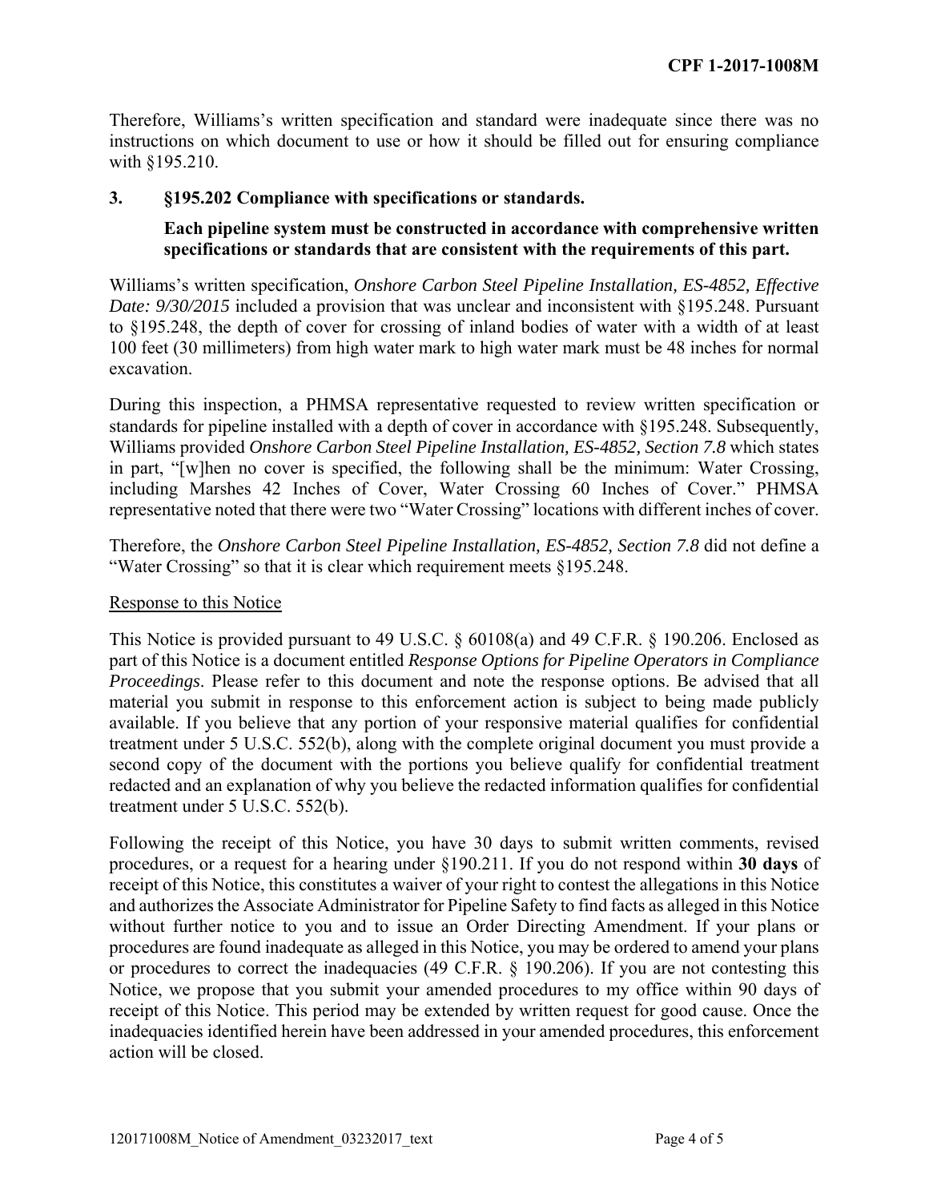Therefore, Williams's written specification and standard were inadequate since there was no instructions on which document to use or how it should be filled out for ensuring compliance with §195.210.

**3. §195.202 Compliance with specifications or standards.**

**Each pipeline system must be constructed in accordance with comprehensive written specifications or standards that are consistent with the requirements of this part.**

Williams's written specification, *Onshore Carbon Steel Pipeline Installation, ES-4852, Effective Date: 9/30/2015* included a provision that was unclear and inconsistent with §195.248. Pursuant to §195.248, the depth of cover for crossing of inland bodies of water with a width of at least 100 feet (30 millimeters) from high water mark to high water mark must be 48 inches for normal excavation.

During this inspection, a PHMSA representative requested to review written specification or standards for pipeline installed with a depth of cover in accordance with §195.248. Subsequently, Williams provided *Onshore Carbon Steel Pipeline Installation, ES-4852, Section 7.8* which states in part, "[w]hen no cover is specified, the following shall be the minimum: Water Crossing, including Marshes 42 Inches of Cover, Water Crossing 60 Inches of Cover." PHMSA representative noted that there were two "Water Crossing" locations with different inches of cover.

Therefore, the *Onshore Carbon Steel Pipeline Installation, ES-4852, Section 7.8* did not define a "Water Crossing" so that it is clear which requirement meets §195.248.

Response to this Notice

This Notice is provided pursuant to 49 U.S.C. § 60108(a) and 49 C.F.R. § 190.206. Enclosed as part of this Notice is a document entitled *Response Options for Pipeline Operators in Compliance Proceedings*. Please refer to this document and note the response options. Be advised that all material you submit in response to this enforcement action is subject to being made publicly available. If you believe that any portion of your responsive material qualifies for confidential treatment under 5 U.S.C. 552(b), along with the complete original document you must provide a second copy of the document with the portions you believe qualify for confidential treatment redacted and an explanation of why you believe the redacted information qualifies for confidential treatment under 5 U.S.C. 552(b).

Following the receipt of this Notice, you have 30 days to submit written comments, revised procedures, or a request for a hearing under §190.211. If you do not respond within **30 days** of receipt of this Notice, this constitutes a waiver of your right to contest the allegations in this Notice and authorizes the Associate Administrator for Pipeline Safety to find facts as alleged in this Notice without further notice to you and to issue an Order Directing Amendment. If your plans or procedures are found inadequate as alleged in this Notice, you may be ordered to amend your plans or procedures to correct the inadequacies (49 C.F.R. § 190.206). If you are not contesting this Notice, we propose that you submit your amended procedures to my office within 90 days of receipt of this Notice. This period may be extended by written request for good cause. Once the inadequacies identified herein have been addressed in your amended procedures, this enforcement action will be closed.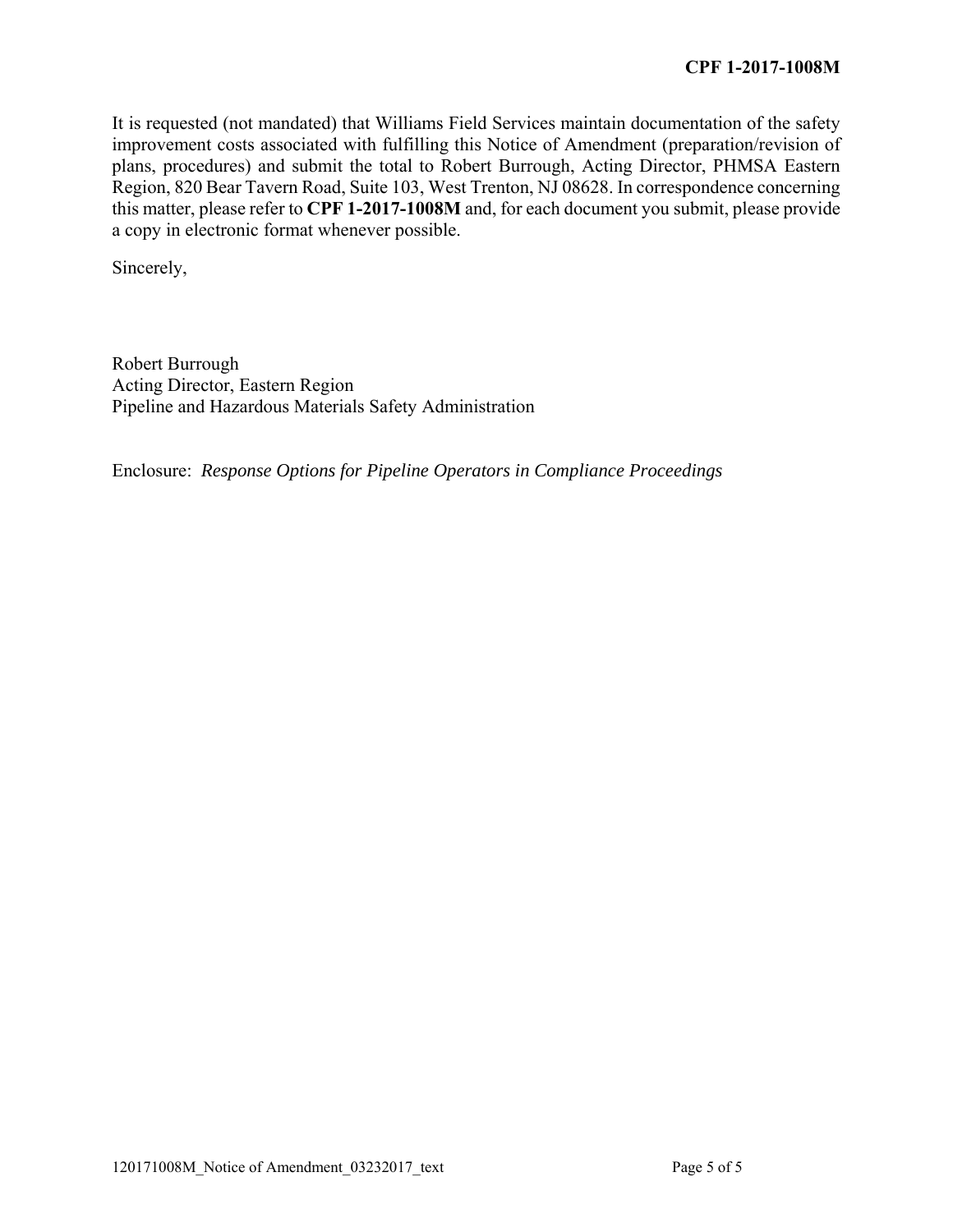It is requested (not mandated) that Williams Field Services maintain documentation of the safety improvement costs associated with fulfilling this Notice of Amendment (preparation/revision of plans, procedures) and submit the total to Robert Burrough, Acting Director, PHMSA Eastern Region, 820 Bear Tavern Road, Suite 103, West Trenton, NJ 08628. In correspondence concerning this matter, please refer to **CPF 1-2017-1008M** and, for each document you submit, please provide a copy in electronic format whenever possible.

Sincerely,

Robert Burrough
Acting Director, Eastern Region
Pipeline and Hazardous Materials Safety Administration

Enclosure: *Response Options for Pipeline Operators in Compliance Proceedings*